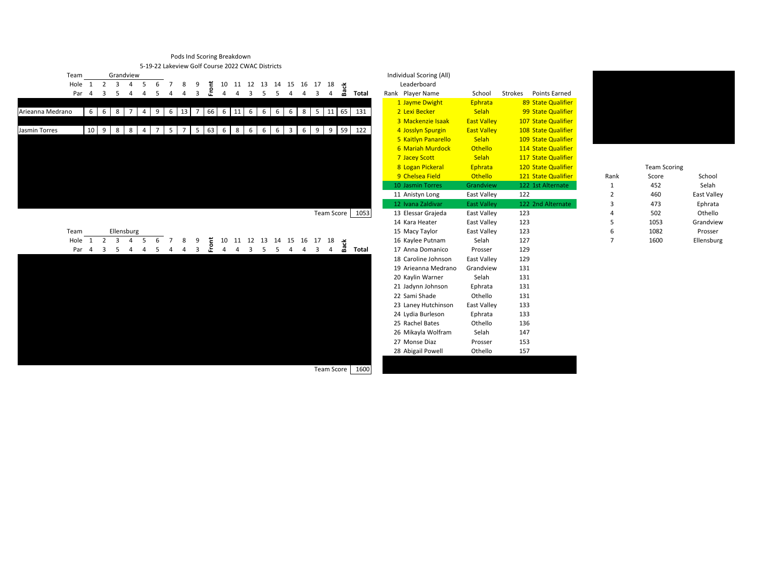Pods Ind Scoring Breakdown

5-19-22 Lakeview Golf Course 2022 CWAC Districts

Team: Grandview

| Hole | 1 | 2 | 3 | 4 | 5 | 6 | 7 | 8 | 9 | Front | 10 | 11 | 12 | 13 | 14 | 15 | 16 | 17 | 18 | Back | Total |
|---|---|---|---|---|---|---|---|---|---|---|---|---|---|---|---|---|---|---|---|---|---|
| Par | 4 | 3 | 5 | 4 | 4 | 5 | 4 | 4 | 3 | | 4 | 4 | 3 | 5 | 5 | 4 | 4 | 3 | 4 | | |
| Arieanna Medrano | 6 | 6 | 8 | 7 | 4 | 9 | 6 | 13 | 7 | 66 | 6 | 11 | 6 | 6 | 6 | 6 | 8 | 5 | 11 | 65 | 131 |
| Jasmin Torres | 10 | 9 | 8 | 8 | 4 | 7 | 5 | 7 | 5 | 63 | 6 | 8 | 6 | 6 | 6 | 3 | 6 | 9 | 9 | 59 | 122 |

Team Score: 1053

Team: Ellensburg

| Hole | 1 | 2 | 3 | 4 | 5 | 6 | 7 | 8 | 9 | Front | 10 | 11 | 12 | 13 | 14 | 15 | 16 | 17 | 18 | Back | Total |
|---|---|---|---|---|---|---|---|---|---|---|---|---|---|---|---|---|---|---|---|---|---|
| Par | 4 | 3 | 5 | 4 | 4 | 5 | 4 | 4 | 3 | | 4 | 4 | 3 | 5 | 5 | 4 | 4 | 3 | 4 | | |

Team Score: 1600

Individual Scoring (All)

Leaderboard

| Rank | Player Name | School | Strokes | Points Earned |
|---|---|---|---|---|
| 1 | Jayme Dwight | Ephrata | 89 | State Qualifier |
| 2 | Lexi Becker | Selah | 99 | State Qualifier |
| 3 | Mackenzie Isaak | East Valley | 107 | State Qualifier |
| 4 | Josslyn Spurgin | East Valley | 108 | State Qualifier |
| 5 | Kaitlyn Panarello | Selah | 109 | State Qualifier |
| 6 | Mariah Murdock | Othello | 114 | State Qualifier |
| 7 | Jacey Scott | Selah | 117 | State Qualifier |
| 8 | Logan Pickeral | Ephrata | 120 | State Qualifier |
| 9 | Chelsea Field | Othello | 121 | State Qualifier |
| 10 | Jasmin Torres | Grandview | 122 | 1st Alternate |
| 11 | Anistyn Long | East Valley | 122 | |
| 12 | Ivana Zaldivar | East Valley | 122 | 2nd Alternate |
| 13 | Elessar Grajeda | East Valley | 123 | |
| 14 | Kara Heater | East Valley | 123 | |
| 15 | Macy Taylor | East Valley | 123 | |
| 16 | Kaylee Putnam | Selah | 127 | |
| 17 | Anna Domanico | Prosser | 129 | |
| 18 | Caroline Johnson | East Valley | 129 | |
| 19 | Arieanna Medrano | Grandview | 131 | |
| 20 | Kaylin Warner | Selah | 131 | |
| 21 | Jadynn Johnson | Ephrata | 131 | |
| 22 | Sami Shade | Othello | 131 | |
| 23 | Laney Hutchinson | East Valley | 133 | |
| 24 | Lydia Burleson | Ephrata | 133 | |
| 25 | Rachel Bates | Othello | 136 | |
| 26 | Mikayla Wolfram | Selah | 147 | |
| 27 | Monse Diaz | Prosser | 153 | |
| 28 | Abigail Powell | Othello | 157 | |

Team Scoring

| Rank | Score | School |
|---|---|---|
| 1 | 452 | Selah |
| 2 | 460 | East Valley |
| 3 | 473 | Ephrata |
| 4 | 502 | Othello |
| 5 | 1053 | Grandview |
| 6 | 1082 | Prosser |
| 7 | 1600 | Ellensburg |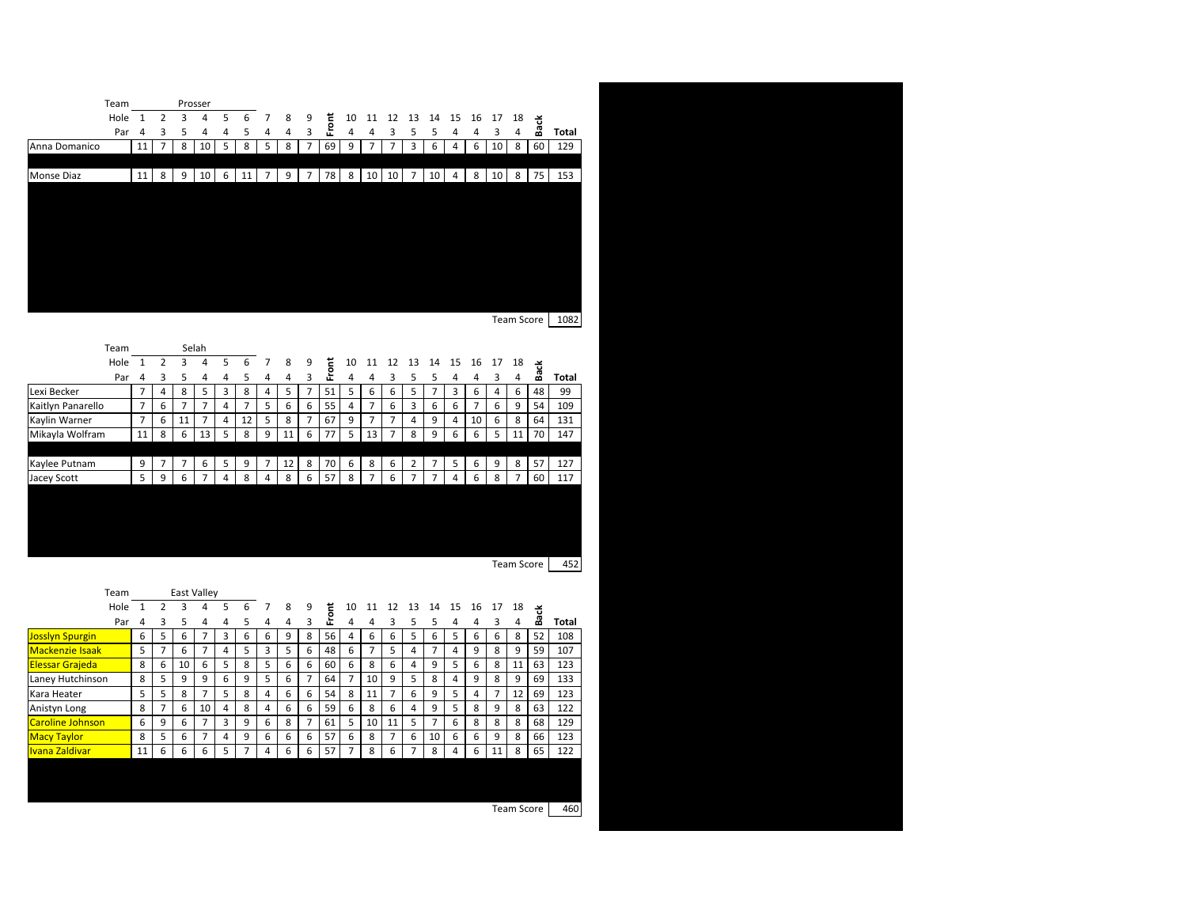## Team: Prosser

| Hole | 1 | 2 | 3 | 4 | 5 | 6 | 7 | 8 | 9 | Front | 10 | 11 | 12 | 13 | 14 | 15 | 16 | 17 | 18 | Back | Total |
|---|---|---|---|---|---|---|---|---|---|---|---|---|---|---|---|---|---|---|---|---|---|
| Par | 4 | 3 | 5 | 4 | 4 | 5 | 4 | 4 | 3 | | 4 | 4 | 3 | 5 | 5 | 4 | 4 | 3 | 4 | | |
| Anna Domanico | 11 | 7 | 8 | 10 | 5 | 8 | 5 | 8 | 7 | 69 | 9 | 7 | 7 | 3 | 6 | 4 | 6 | 10 | 8 | 60 | 129 |
| Monse Diaz | 11 | 8 | 9 | 10 | 6 | 11 | 7 | 9 | 7 | 78 | 8 | 10 | 10 | 7 | 10 | 4 | 8 | 10 | 8 | 75 | 153 |

Team Score: 1082

## Team: Selah

| Hole | 1 | 2 | 3 | 4 | 5 | 6 | 7 | 8 | 9 | Front | 10 | 11 | 12 | 13 | 14 | 15 | 16 | 17 | 18 | Back | Total |
|---|---|---|---|---|---|---|---|---|---|---|---|---|---|---|---|---|---|---|---|---|---|
| Par | 4 | 3 | 5 | 4 | 4 | 5 | 4 | 4 | 3 | | 4 | 4 | 3 | 5 | 5 | 4 | 4 | 3 | 4 | | |
| Lexi Becker | 7 | 4 | 8 | 5 | 3 | 8 | 4 | 5 | 7 | 51 | 5 | 6 | 6 | 5 | 7 | 3 | 6 | 4 | 6 | 48 | 99 |
| Kaitlyn Panarello | 7 | 6 | 7 | 7 | 4 | 7 | 5 | 6 | 6 | 55 | 4 | 7 | 6 | 3 | 6 | 6 | 7 | 6 | 9 | 54 | 109 |
| Kaylin Warner | 7 | 6 | 11 | 7 | 4 | 12 | 5 | 8 | 7 | 67 | 9 | 7 | 7 | 4 | 9 | 4 | 10 | 6 | 8 | 64 | 131 |
| Mikayla Wolfram | 11 | 8 | 6 | 13 | 5 | 8 | 9 | 11 | 6 | 77 | 5 | 13 | 7 | 8 | 9 | 6 | 6 | 5 | 11 | 70 | 147 |
| Kaylee Putnam | 9 | 7 | 7 | 6 | 5 | 9 | 7 | 12 | 8 | 70 | 6 | 8 | 6 | 2 | 7 | 5 | 6 | 9 | 8 | 57 | 127 |
| Jacey Scott | 5 | 9 | 6 | 7 | 4 | 8 | 4 | 8 | 6 | 57 | 8 | 7 | 6 | 7 | 7 | 4 | 6 | 8 | 7 | 60 | 117 |

Team Score: 452

## Team: East Valley

| Hole | 1 | 2 | 3 | 4 | 5 | 6 | 7 | 8 | 9 | Front | 10 | 11 | 12 | 13 | 14 | 15 | 16 | 17 | 18 | Back | Total |
|---|---|---|---|---|---|---|---|---|---|---|---|---|---|---|---|---|---|---|---|---|---|
| Par | 4 | 3 | 5 | 4 | 4 | 5 | 4 | 4 | 3 | | 4 | 4 | 3 | 5 | 5 | 4 | 4 | 3 | 4 | | |
| Josslyn Spurgin | 6 | 5 | 6 | 7 | 3 | 6 | 6 | 9 | 8 | 56 | 4 | 6 | 6 | 5 | 6 | 5 | 6 | 6 | 8 | 52 | 108 |
| Mackenzie Isaak | 5 | 7 | 6 | 7 | 4 | 5 | 3 | 5 | 6 | 48 | 6 | 7 | 5 | 4 | 7 | 4 | 9 | 8 | 9 | 59 | 107 |
| Elessar Grajeda | 8 | 6 | 10 | 6 | 5 | 8 | 5 | 6 | 6 | 60 | 6 | 8 | 6 | 4 | 9 | 5 | 6 | 8 | 11 | 63 | 123 |
| Laney Hutchinson | 8 | 5 | 9 | 9 | 6 | 9 | 5 | 6 | 7 | 64 | 7 | 10 | 9 | 5 | 8 | 4 | 9 | 8 | 9 | 69 | 133 |
| Kara Heater | 5 | 5 | 8 | 7 | 5 | 8 | 4 | 6 | 6 | 54 | 8 | 11 | 7 | 6 | 9 | 5 | 4 | 7 | 12 | 69 | 123 |
| Anistyn Long | 8 | 7 | 6 | 10 | 4 | 8 | 4 | 6 | 6 | 59 | 6 | 8 | 6 | 4 | 9 | 5 | 8 | 9 | 8 | 63 | 122 |
| Caroline Johnson | 6 | 9 | 6 | 7 | 3 | 9 | 6 | 8 | 7 | 61 | 5 | 10 | 11 | 5 | 7 | 6 | 8 | 8 | 8 | 68 | 129 |
| Macy Taylor | 8 | 5 | 6 | 7 | 4 | 9 | 6 | 6 | 6 | 57 | 6 | 8 | 7 | 6 | 10 | 6 | 6 | 9 | 8 | 66 | 123 |
| Ivana Zaldivar | 11 | 6 | 6 | 6 | 5 | 7 | 4 | 6 | 6 | 57 | 7 | 8 | 6 | 7 | 8 | 4 | 6 | 11 | 8 | 65 | 122 |

Team Score: 460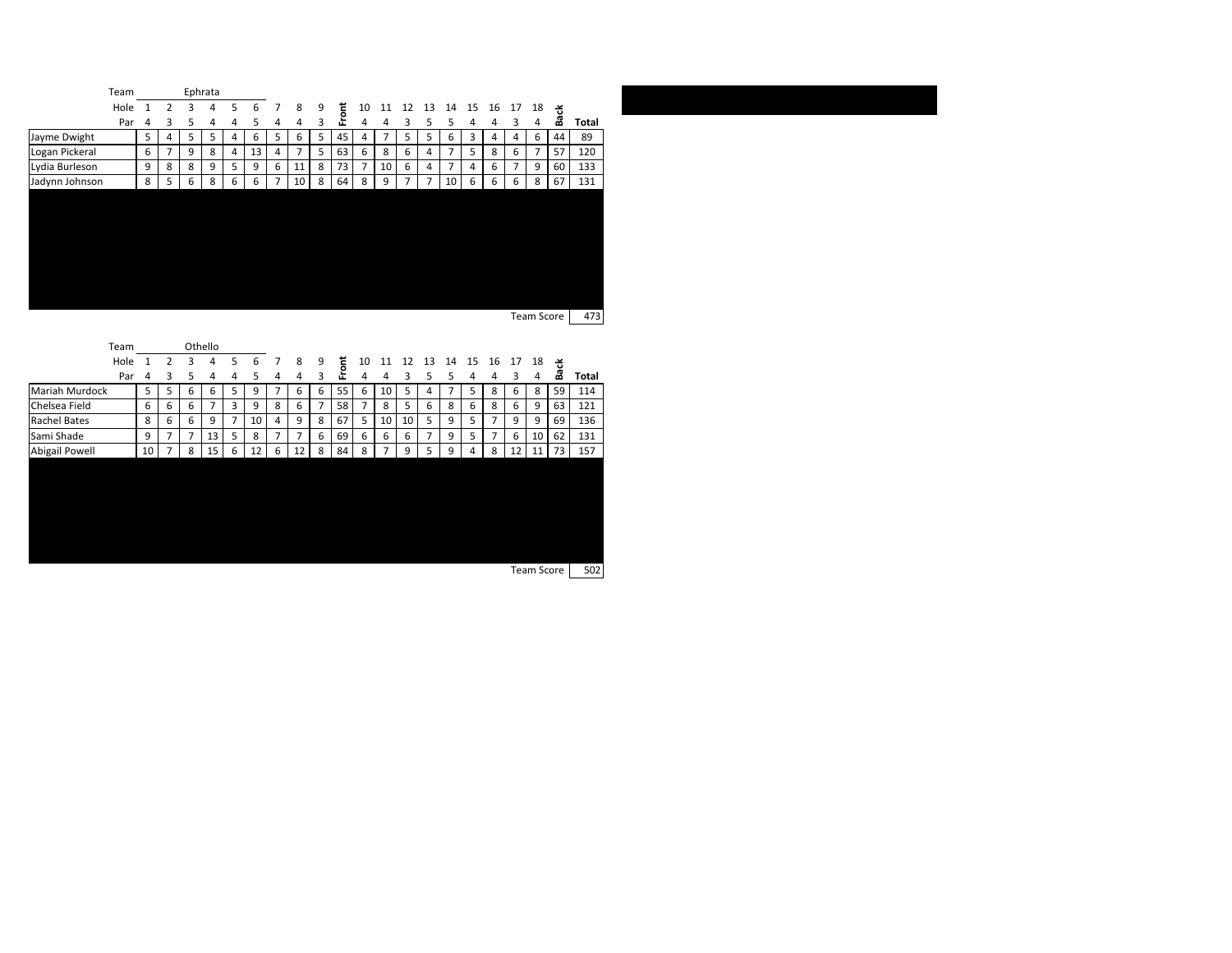| Team | | | Ephrata | | | | | | | | | | | | | | | | | | |
|---|---|---|---|---|---|---|---|---|---|---|---|---|---|---|---|---|---|---|---|---|---|
| Hole | 1 | 2 | 3 | 4 | 5 | 6 | 7 | 8 | 9 | Front | 10 | 11 | 12 | 13 | 14 | 15 | 16 | 17 | 18 | Back | |
| Par | 4 | 3 | 5 | 4 | 4 | 5 | 4 | 4 | 3 | | 4 | 4 | 3 | 5 | 5 | 4 | 4 | 3 | 4 | | Total |
| Jayme Dwight | 5 | 4 | 5 | 5 | 4 | 6 | 5 | 6 | 5 | 45 | 4 | 7 | 5 | 5 | 6 | 3 | 4 | 4 | 6 | 44 | 89 |
| Logan Pickeral | 6 | 7 | 9 | 8 | 4 | 13 | 4 | 7 | 5 | 63 | 6 | 8 | 6 | 4 | 7 | 5 | 8 | 6 | 7 | 57 | 120 |
| Lydia Burleson | 9 | 8 | 8 | 9 | 5 | 9 | 6 | 11 | 8 | 73 | 7 | 10 | 6 | 4 | 7 | 4 | 6 | 7 | 9 | 60 | 133 |
| Jadynn Johnson | 8 | 5 | 6 | 8 | 6 | 6 | 7 | 10 | 8 | 64 | 8 | 9 | 7 | 7 | 10 | 6 | 6 | 6 | 8 | 67 | 131 |
| | | | | | | | | | | | | | | | | | | | | Team Score | 473 |

| Team | | | Othello | | | | | | | | | | | | | | | | | | |
|---|---|---|---|---|---|---|---|---|---|---|---|---|---|---|---|---|---|---|---|---|---|
| Hole | 1 | 2 | 3 | 4 | 5 | 6 | 7 | 8 | 9 | Front | 10 | 11 | 12 | 13 | 14 | 15 | 16 | 17 | 18 | Back | |
| Par | 4 | 3 | 5 | 4 | 4 | 5 | 4 | 4 | 3 | | 4 | 4 | 3 | 5 | 5 | 4 | 4 | 3 | 4 | | Total |
| Mariah Murdock | 5 | 5 | 6 | 6 | 5 | 9 | 7 | 6 | 6 | 55 | 6 | 10 | 5 | 4 | 7 | 5 | 8 | 6 | 8 | 59 | 114 |
| Chelsea Field | 6 | 6 | 6 | 7 | 3 | 9 | 8 | 6 | 7 | 58 | 7 | 8 | 5 | 6 | 8 | 6 | 8 | 6 | 9 | 63 | 121 |
| Rachel Bates | 8 | 6 | 6 | 9 | 7 | 10 | 4 | 9 | 8 | 67 | 5 | 10 | 10 | 5 | 9 | 5 | 7 | 9 | 9 | 69 | 136 |
| Sami Shade | 9 | 7 | 7 | 13 | 5 | 8 | 7 | 7 | 6 | 69 | 6 | 6 | 6 | 7 | 9 | 5 | 7 | 6 | 10 | 62 | 131 |
| Abigail Powell | 10 | 7 | 8 | 15 | 6 | 12 | 6 | 12 | 8 | 84 | 8 | 7 | 9 | 5 | 9 | 4 | 8 | 12 | 11 | 73 | 157 |
| | | | | | | | | | | | | | | | | | | | | Team Score | 502 |